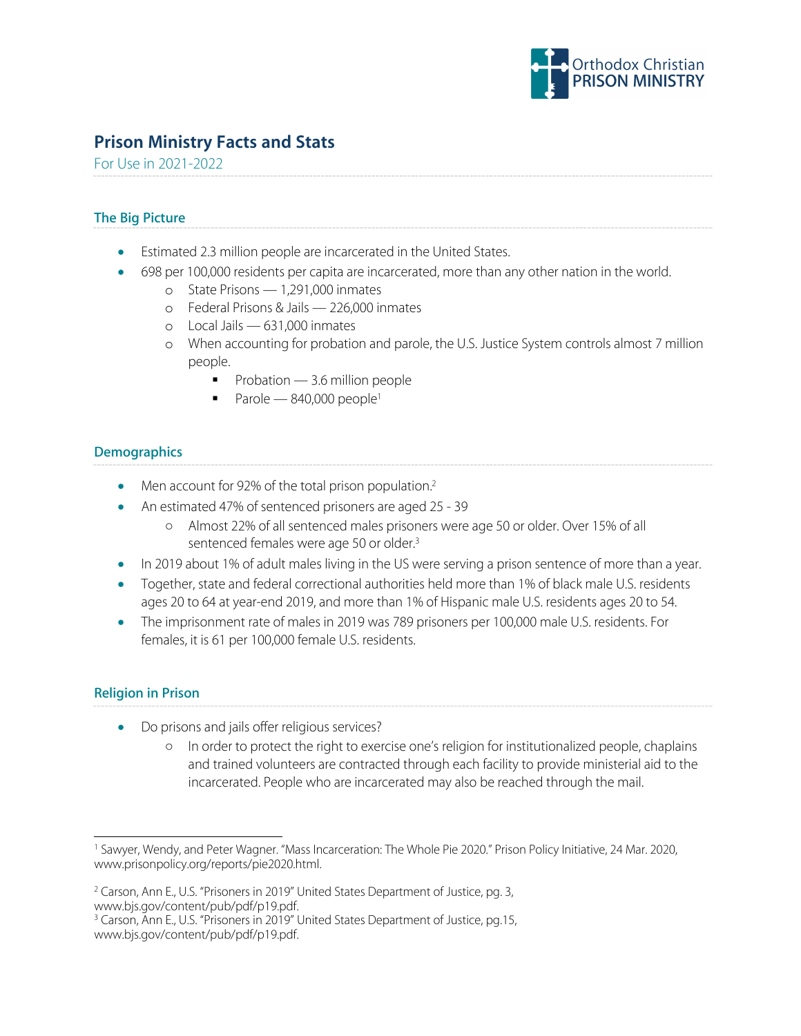# Prison Ministry Facts and Stats

For Use in 2021-2022

## The Big Picture

- Estimated 2.3 million people are incarcerated in the United States.
- 698 per 100,000 residents per capita are incarcerated, more than any other nation in the world.
  - State Prisons — 1,291,000 inmates
  - Federal Prisons & Jails — 226,000 inmates
  - Local Jails — 631,000 inmates
  - When accounting for probation and parole, the U.S. Justice System controls almost 7 million people.
    - Probation — 3.6 million people
    - Parole — 840,000 people[1]

## Demographics

- Men account for 92% of the total prison population.[2]
- An estimated 47% of sentenced prisoners are aged 25 - 39
  - Almost 22% of all sentenced males prisoners were age 50 or older. Over 15% of all sentenced females were age 50 or older.[3]
- In 2019 about 1% of adult males living in the US were serving a prison sentence of more than a year.
- Together, state and federal correctional authorities held more than 1% of black male U.S. residents ages 20 to 64 at year-end 2019, and more than 1% of Hispanic male U.S. residents ages 20 to 54.
- The imprisonment rate of males in 2019 was 789 prisoners per 100,000 male U.S. residents. For females, it is 61 per 100,000 female U.S. residents.

## Religion in Prison

- Do prisons and jails offer religious services?
  - In order to protect the right to exercise one's religion for institutionalized people, chaplains and trained volunteers are contracted through each facility to provide ministerial aid to the incarcerated. People who are incarcerated may also be reached through the mail.

---

[1] Sawyer, Wendy, and Peter Wagner. "Mass Incarceration: The Whole Pie 2020." Prison Policy Initiative, 24 Mar. 2020, www.prisonpolicy.org/reports/pie2020.html.

[2] Carson, Ann E., U.S. "Prisoners in 2019" United States Department of Justice, pg. 3, www.bjs.gov/content/pub/pdf/p19.pdf.

[3] Carson, Ann E., U.S. "Prisoners in 2019" United States Department of Justice, pg.15, www.bjs.gov/content/pub/pdf/p19.pdf.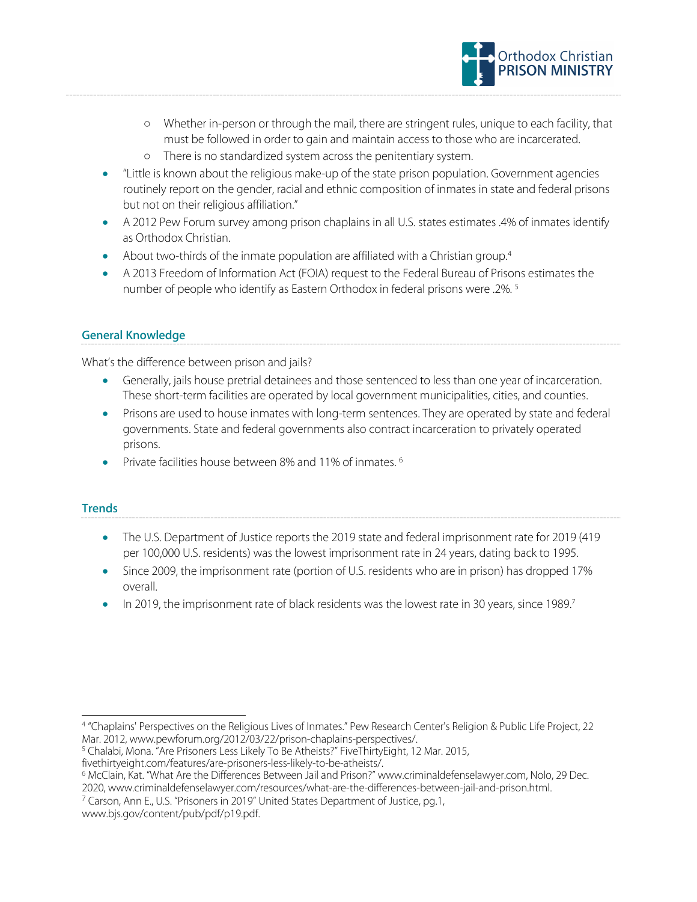- Whether in-person or through the mail, there are stringent rules, unique to each facility, that must be followed in order to gain and maintain access to those who are incarcerated.
    - There is no standardized system across the penitentiary system.
- "Little is known about the religious make-up of the state prison population. Government agencies routinely report on the gender, racial and ethnic composition of inmates in state and federal prisons but not on their religious affiliation."
- A 2012 Pew Forum survey among prison chaplains in all U.S. states estimates .4% of inmates identify as Orthodox Christian.
- About two-thirds of the inmate population are affiliated with a Christian group.[4]
- A 2013 Freedom of Information Act (FOIA) request to the Federal Bureau of Prisons estimates the number of people who identify as Eastern Orthodox in federal prisons were .2%. [5]

## General Knowledge

What's the difference between prison and jails?

- Generally, jails house pretrial detainees and those sentenced to less than one year of incarceration. These short-term facilities are operated by local government municipalities, cities, and counties.
- Prisons are used to house inmates with long-term sentences. They are operated by state and federal governments. State and federal governments also contract incarceration to privately operated prisons.
- Private facilities house between 8% and 11% of inmates. [6]

## Trends

- The U.S. Department of Justice reports the 2019 state and federal imprisonment rate for 2019 (419 per 100,000 U.S. residents) was the lowest imprisonment rate in 24 years, dating back to 1995.
- Since 2009, the imprisonment rate (portion of U.S. residents who are in prison) has dropped 17% overall.
- In 2019, the imprisonment rate of black residents was the lowest rate in 30 years, since 1989.[7]

---

[4] "Chaplains' Perspectives on the Religious Lives of Inmates." Pew Research Center's Religion & Public Life Project, 22 Mar. 2012, www.pewforum.org/2012/03/22/prison-chaplains-perspectives/.

[5] Chalabi, Mona. "Are Prisoners Less Likely To Be Atheists?" FiveThirtyEight, 12 Mar. 2015, fivethirtyeight.com/features/are-prisoners-less-likely-to-be-atheists/.

[6] McClain, Kat. "What Are the Differences Between Jail and Prison?" www.criminaldefenselawyer.com, Nolo, 29 Dec. 2020, www.criminaldefenselawyer.com/resources/what-are-the-differences-between-jail-and-prison.html.

[7] Carson, Ann E., U.S. "Prisoners in 2019" United States Department of Justice, pg.1, www.bjs.gov/content/pub/pdf/p19.pdf.